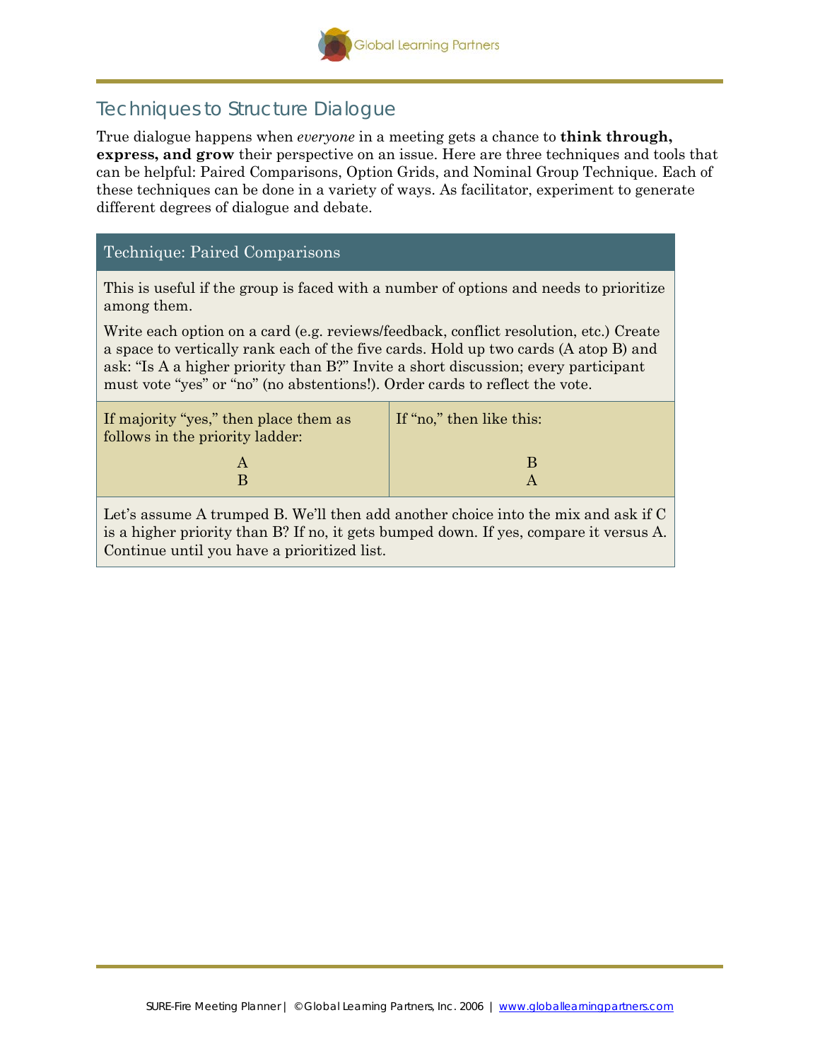## Techniques to Structure Dialogue

True dialogue happens when *everyone* in a meeting gets a chance to **think through, express, and grow** their perspective on an issue. Here are three techniques and tools that can be helpful: Paired Comparisons, Option Grids, and Nominal Group Technique. Each of these techniques can be done in a variety of ways. As facilitator, experiment to generate different degrees of dialogue and debate.

### Technique: Paired Comparisons

This is useful if the group is faced with a number of options and needs to prioritize among them.

Write each option on a card (e.g. reviews/feedback, conflict resolution, etc.) Create a space to vertically rank each of the five cards. Hold up two cards (A atop B) and ask: "Is A a higher priority than B?" Invite a short discussion; every participant must vote "yes" or "no" (no abstentions!). Order cards to reflect the vote.

| If majority "yes," then place them as follows in the priority ladder: | If "no," then like this: |
|---|---|
| A<br>B | B<br>A |

Let's assume A trumped B. We'll then add another choice into the mix and ask if C is a higher priority than B? If no, it gets bumped down. If yes, compare it versus A. Continue until you have a prioritized list.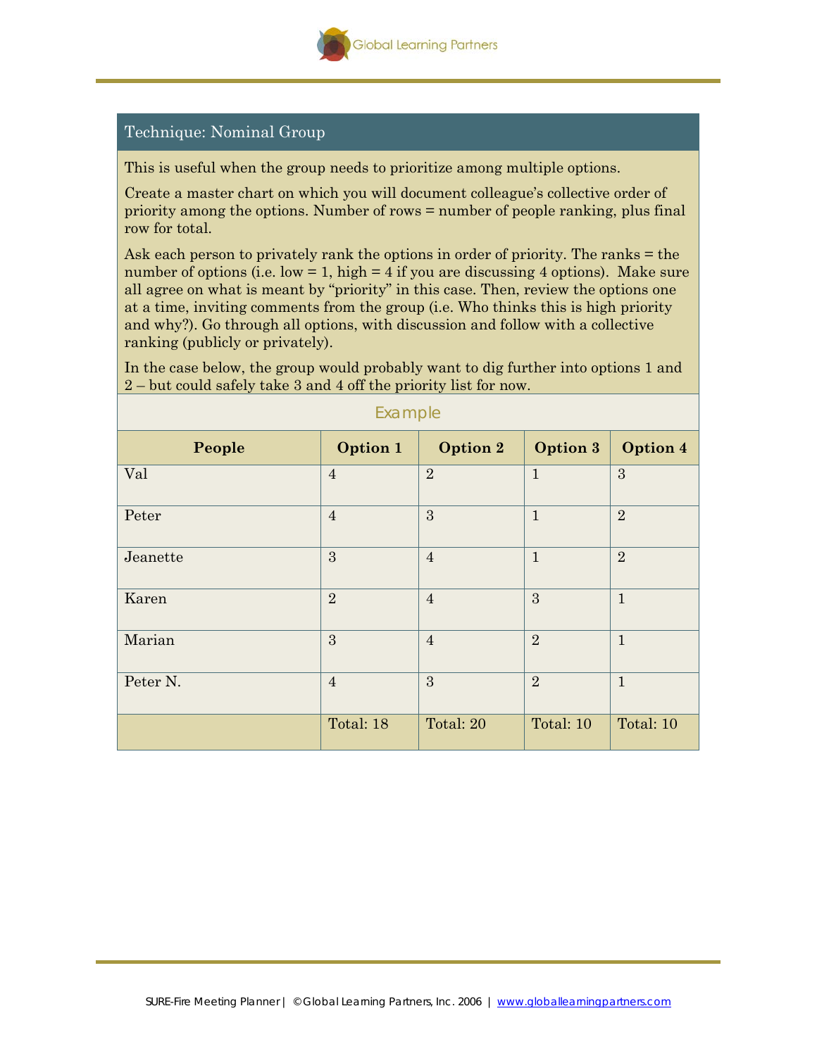## Technique: Nominal Group

This is useful when the group needs to prioritize among multiple options.

Create a master chart on which you will document colleague's collective order of priority among the options. Number of rows = number of people ranking, plus final row for total.

Ask each person to privately rank the options in order of priority. The ranks = the number of options (i.e. low = 1, high = 4 if you are discussing 4 options). Make sure all agree on what is meant by "priority" in this case. Then, review the options one at a time, inviting comments from the group (i.e. Who thinks this is high priority and why?). Go through all options, with discussion and follow with a collective ranking (publicly or privately).

In the case below, the group would probably want to dig further into options 1 and 2 – but could safely take 3 and 4 off the priority list for now.

### Example

| People | Option 1 | Option 2 | Option 3 | Option 4 |
|---|---|---|---|---|
| Val | 4 | 2 | 1 | 3 |
| Peter | 4 | 3 | 1 | 2 |
| Jeanette | 3 | 4 | 1 | 2 |
| Karen | 2 | 4 | 3 | 1 |
| Marian | 3 | 4 | 2 | 1 |
| Peter N. | 4 | 3 | 2 | 1 |
| | Total: 18 | Total: 20 | Total: 10 | Total: 10 |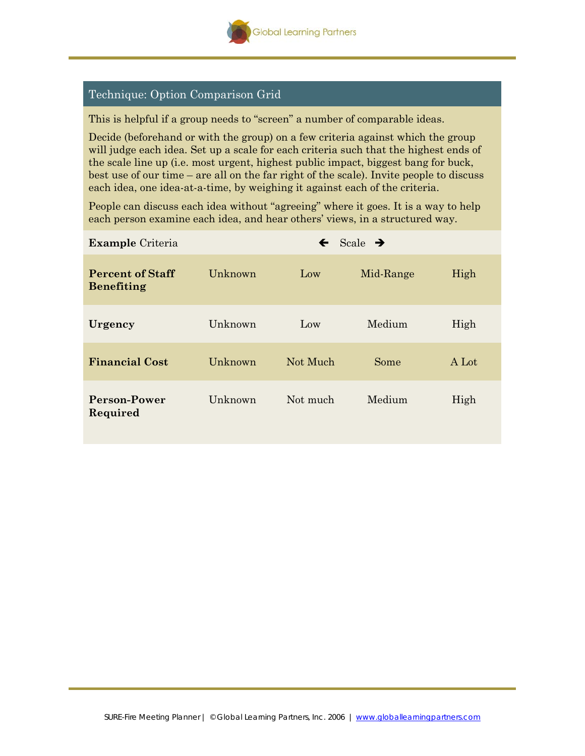## Technique: Option Comparison Grid

This is helpful if a group needs to "screen" a number of comparable ideas.

Decide (beforehand or with the group) on a few criteria against which the group will judge each idea. Set up a scale for each criteria such that the highest ends of the scale line up (i.e. most urgent, highest public impact, biggest bang for buck, best use of our time – are all on the far right of the scale). Invite people to discuss each idea, one idea-at-a-time, by weighing it against each of the criteria.

People can discuss each idea without "agreeing" where it goes. It is a way to help each person examine each idea, and hear others' views, in a structured way.

| **Example** Criteria | | ← Scale → | | |
|---|---|---|---|---|
| **Percent of Staff Benefiting** | Unknown | Low | Mid-Range | High |
| **Urgency** | Unknown | Low | Medium | High |
| **Financial Cost** | Unknown | Not Much | Some | A Lot |
| **Person-Power Required** | Unknown | Not much | Medium | High |